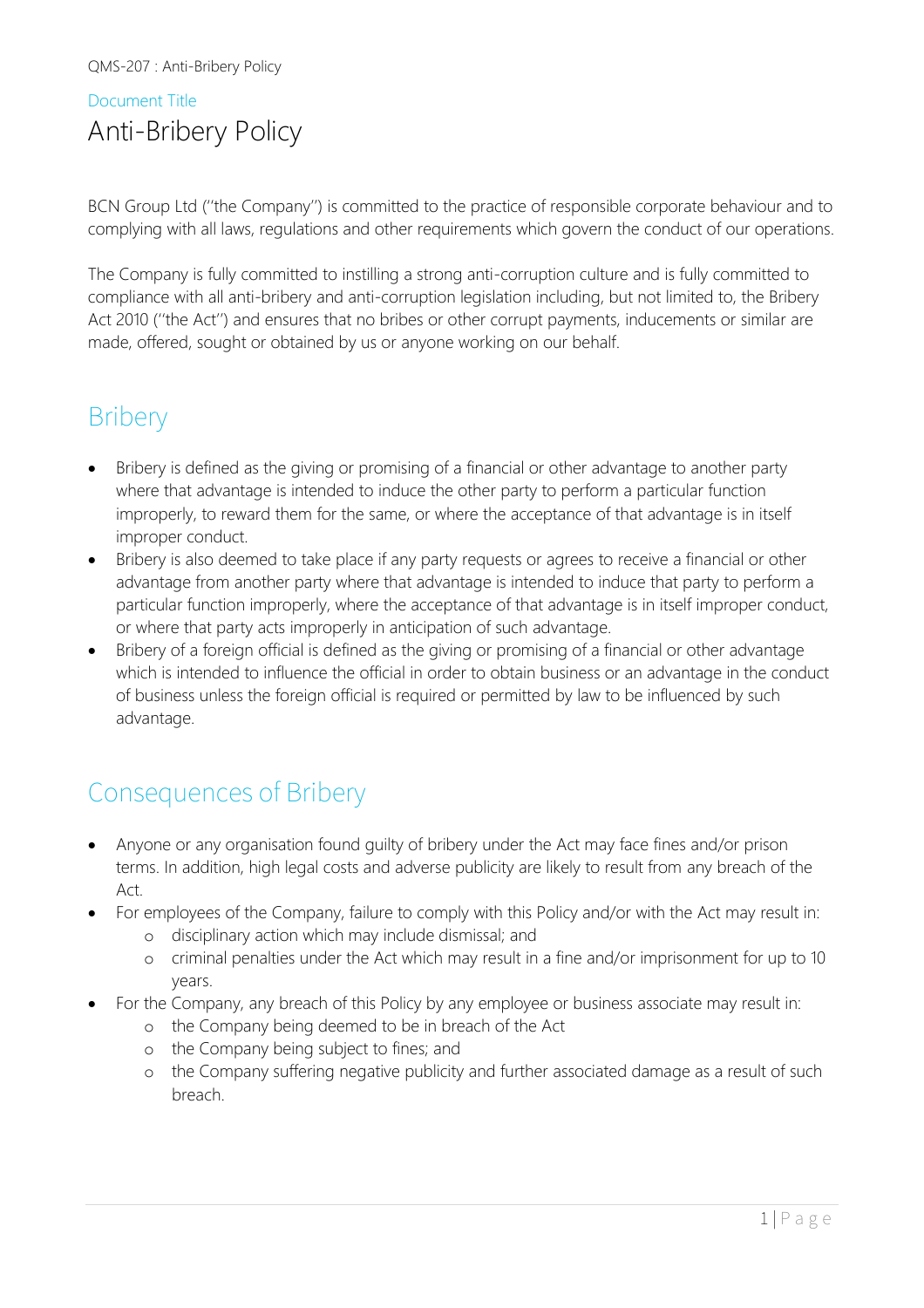Document Title

# Anti-Bribery Policy

BCN Group Ltd (''the Company'') is committed to the practice of responsible corporate behaviour and to complying with all laws, regulations and other requirements which govern the conduct of our operations.

The Company is fully committed to instilling a strong anti-corruption culture and is fully committed to compliance with all anti-bribery and anti-corruption legislation including, but not limited to, the Bribery Act 2010 (''the Act'') and ensures that no bribes or other corrupt payments, inducements or similar are made, offered, sought or obtained by us or anyone working on our behalf.

## Bribery

- Bribery is defined as the giving or promising of a financial or other advantage to another party where that advantage is intended to induce the other party to perform a particular function improperly, to reward them for the same, or where the acceptance of that advantage is in itself improper conduct.
- Bribery is also deemed to take place if any party requests or agrees to receive a financial or other advantage from another party where that advantage is intended to induce that party to perform a particular function improperly, where the acceptance of that advantage is in itself improper conduct, or where that party acts improperly in anticipation of such advantage.
- Bribery of a foreign official is defined as the giving or promising of a financial or other advantage which is intended to influence the official in order to obtain business or an advantage in the conduct of business unless the foreign official is required or permitted by law to be influenced by such advantage.

## Consequences of Bribery

- Anyone or any organisation found guilty of bribery under the Act may face fines and/or prison terms. In addition, high legal costs and adverse publicity are likely to result from any breach of the Act.
- For employees of the Company, failure to comply with this Policy and/or with the Act may result in:
  - disciplinary action which may include dismissal; and
  - criminal penalties under the Act which may result in a fine and/or imprisonment for up to 10 years.
- For the Company, any breach of this Policy by any employee or business associate may result in:
  - the Company being deemed to be in breach of the Act
  - the Company being subject to fines; and
  - the Company suffering negative publicity and further associated damage as a result of such breach.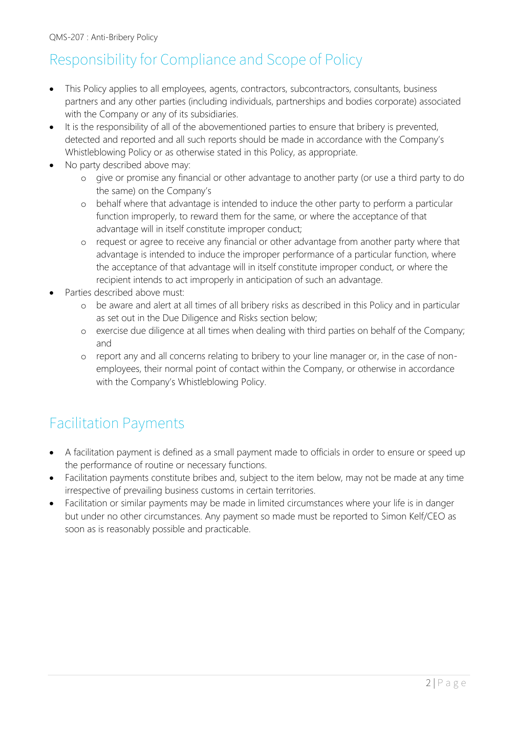## Responsibility for Compliance and Scope of Policy

- This Policy applies to all employees, agents, contractors, subcontractors, consultants, business partners and any other parties (including individuals, partnerships and bodies corporate) associated with the Company or any of its subsidiaries.
- It is the responsibility of all of the abovementioned parties to ensure that bribery is prevented, detected and reported and all such reports should be made in accordance with the Company's Whistleblowing Policy or as otherwise stated in this Policy, as appropriate.
- No party described above may:
  - give or promise any financial or other advantage to another party (or use a third party to do the same) on the Company's
  - behalf where that advantage is intended to induce the other party to perform a particular function improperly, to reward them for the same, or where the acceptance of that advantage will in itself constitute improper conduct;
  - request or agree to receive any financial or other advantage from another party where that advantage is intended to induce the improper performance of a particular function, where the acceptance of that advantage will in itself constitute improper conduct, or where the recipient intends to act improperly in anticipation of such an advantage.
- Parties described above must:
  - be aware and alert at all times of all bribery risks as described in this Policy and in particular as set out in the Due Diligence and Risks section below;
  - exercise due diligence at all times when dealing with third parties on behalf of the Company; and
  - report any and all concerns relating to bribery to your line manager or, in the case of non-employees, their normal point of contact within the Company, or otherwise in accordance with the Company's Whistleblowing Policy.

## Facilitation Payments

- A facilitation payment is defined as a small payment made to officials in order to ensure or speed up the performance of routine or necessary functions.
- Facilitation payments constitute bribes and, subject to the item below, may not be made at any time irrespective of prevailing business customs in certain territories.
- Facilitation or similar payments may be made in limited circumstances where your life is in danger but under no other circumstances. Any payment so made must be reported to Simon Kelf/CEO as soon as is reasonably possible and practicable.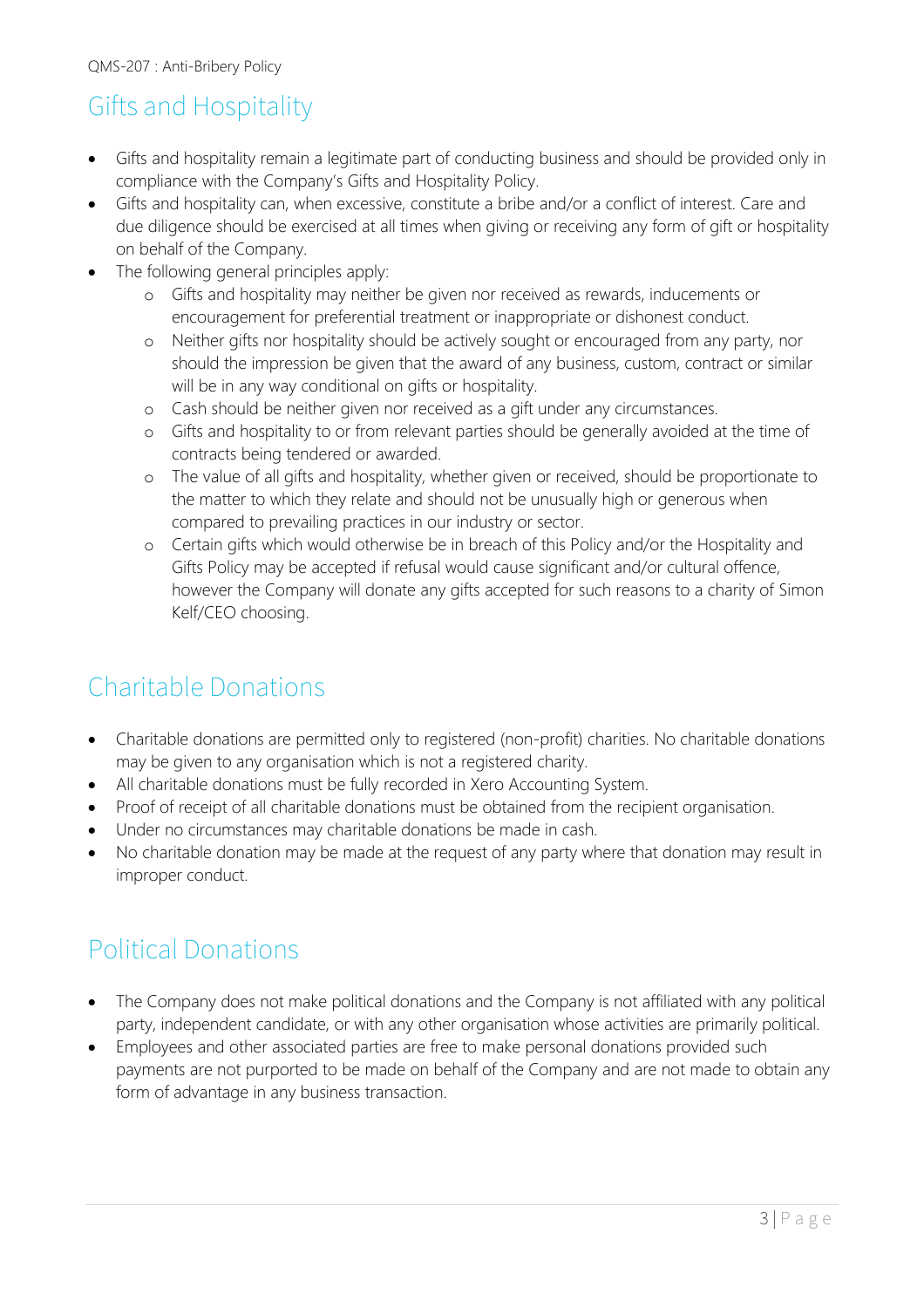## Gifts and Hospitality

- Gifts and hospitality remain a legitimate part of conducting business and should be provided only in compliance with the Company's Gifts and Hospitality Policy.
- Gifts and hospitality can, when excessive, constitute a bribe and/or a conflict of interest. Care and due diligence should be exercised at all times when giving or receiving any form of gift or hospitality on behalf of the Company.
- The following general principles apply:
  - Gifts and hospitality may neither be given nor received as rewards, inducements or encouragement for preferential treatment or inappropriate or dishonest conduct.
  - Neither gifts nor hospitality should be actively sought or encouraged from any party, nor should the impression be given that the award of any business, custom, contract or similar will be in any way conditional on gifts or hospitality.
  - Cash should be neither given nor received as a gift under any circumstances.
  - Gifts and hospitality to or from relevant parties should be generally avoided at the time of contracts being tendered or awarded.
  - The value of all gifts and hospitality, whether given or received, should be proportionate to the matter to which they relate and should not be unusually high or generous when compared to prevailing practices in our industry or sector.
  - Certain gifts which would otherwise be in breach of this Policy and/or the Hospitality and Gifts Policy may be accepted if refusal would cause significant and/or cultural offence, however the Company will donate any gifts accepted for such reasons to a charity of Simon Kelf/CEO choosing.

## Charitable Donations

- Charitable donations are permitted only to registered (non-profit) charities. No charitable donations may be given to any organisation which is not a registered charity.
- All charitable donations must be fully recorded in Xero Accounting System.
- Proof of receipt of all charitable donations must be obtained from the recipient organisation.
- Under no circumstances may charitable donations be made in cash.
- No charitable donation may be made at the request of any party where that donation may result in improper conduct.

## Political Donations

- The Company does not make political donations and the Company is not affiliated with any political party, independent candidate, or with any other organisation whose activities are primarily political.
- Employees and other associated parties are free to make personal donations provided such payments are not purported to be made on behalf of the Company and are not made to obtain any form of advantage in any business transaction.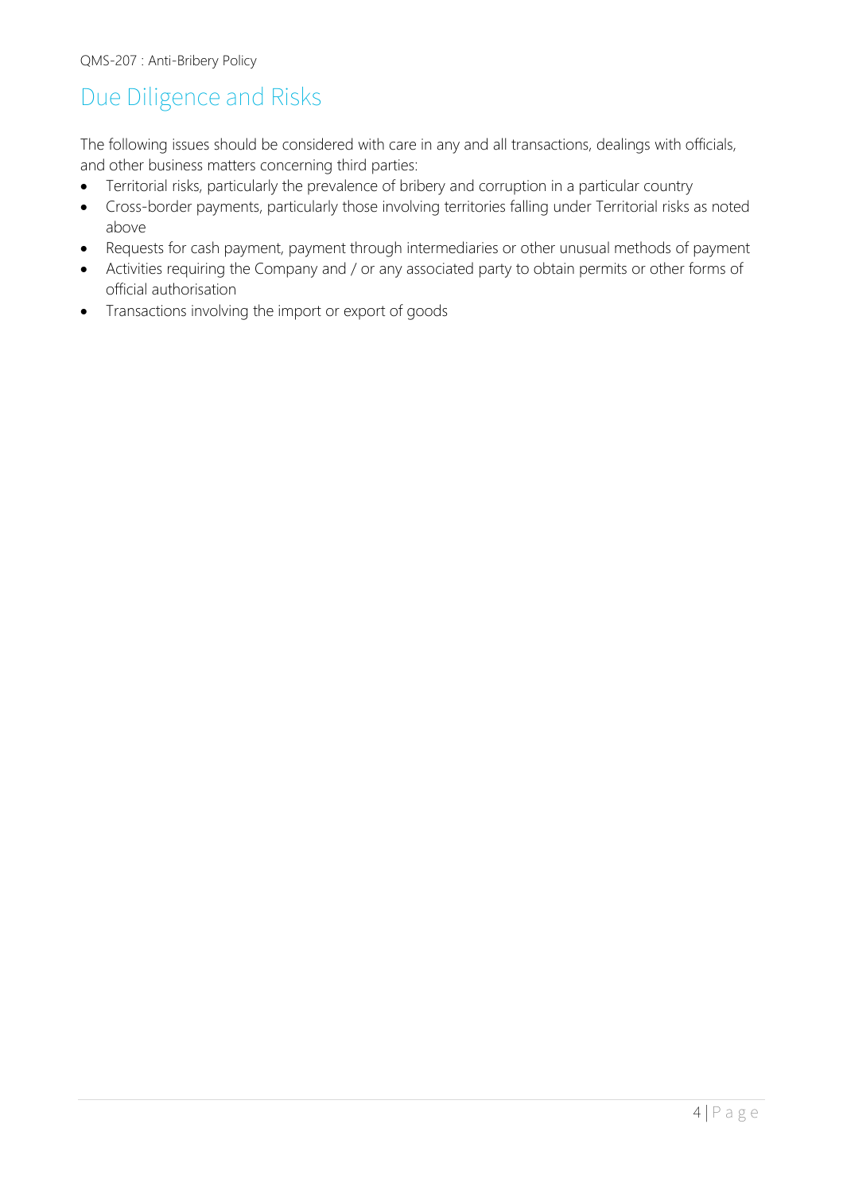## Due Diligence and Risks

The following issues should be considered with care in any and all transactions, dealings with officials, and other business matters concerning third parties:

- Territorial risks, particularly the prevalence of bribery and corruption in a particular country
- Cross-border payments, particularly those involving territories falling under Territorial risks as noted above
- Requests for cash payment, payment through intermediaries or other unusual methods of payment
- Activities requiring the Company and / or any associated party to obtain permits or other forms of official authorisation
- Transactions involving the import or export of goods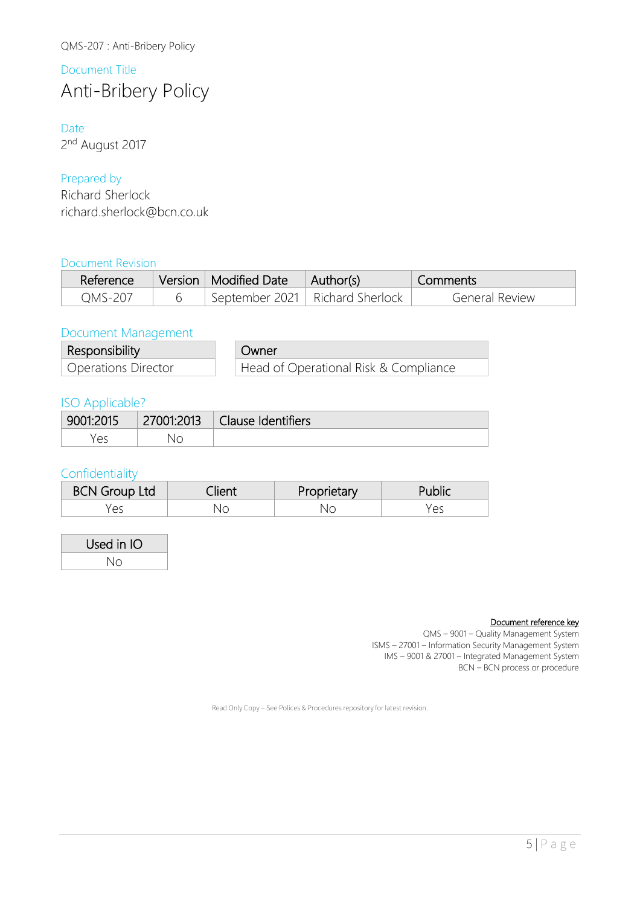QMS-207 : Anti-Bribery Policy

Document Title

# Anti-Bribery Policy

Date

2nd August 2017

Prepared by

Richard Sherlock
richard.sherlock@bcn.co.uk

Document Revision

| Reference | Version | Modified Date | Author(s) | Comments |
|---|---|---|---|---|
| QMS-207 | 6 | September 2021 | Richard Sherlock | General Review |

Document Management

| Responsibility |
|---|
| Operations Director |

| Owner |
|---|
| Head of Operational Risk & Compliance |

ISO Applicable?

| 9001:2015 | 27001:2013 | Clause Identifiers |
|---|---|---|
| Yes | No | |

Confidentiality

| BCN Group Ltd | Client | Proprietary | Public |
|---|---|---|---|
| Yes | No | No | Yes |

| Used in IO |
|---|
| No |

Document reference key

QMS – 9001 – Quality Management System
ISMS – 27001 – Information Security Management System
IMS – 9001 & 27001 – Integrated Management System
BCN – BCN process or procedure

Read Only Copy – See Polices & Procedures repository for latest revision.